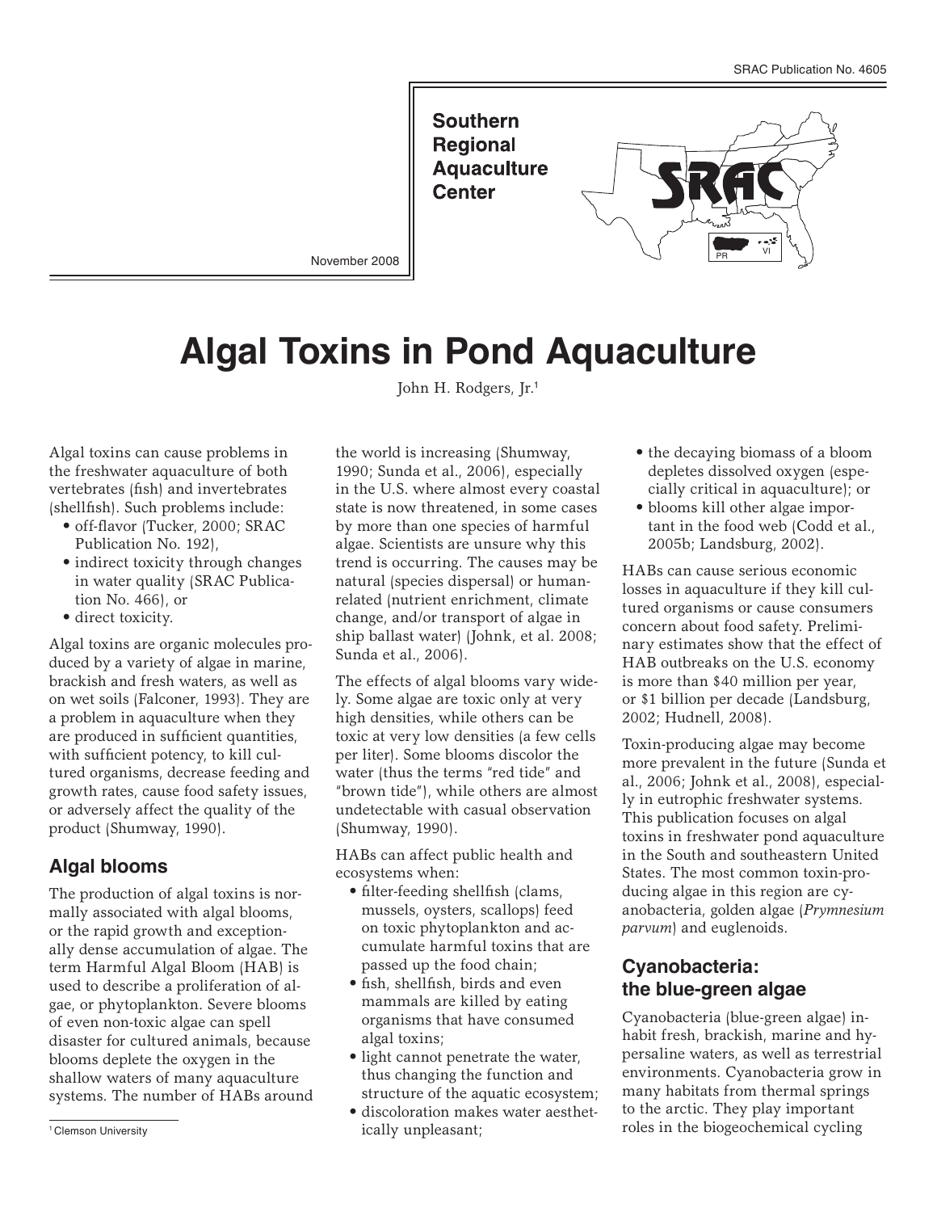SRAC Publication No. 4605

**Southern Regional Aquaculture Center**

November 2008

# Algal Toxins in Pond Aquaculture

John H. Rodgers, Jr.[1]

Algal toxins can cause problems in the freshwater aquaculture of both vertebrates (fish) and invertebrates (shellfish). Such problems include:

- off-flavor (Tucker, 2000; SRAC Publication No. 192),
- indirect toxicity through changes in water quality (SRAC Publication No. 466), or
- direct toxicity.

Algal toxins are organic molecules produced by a variety of algae in marine, brackish and fresh waters, as well as on wet soils (Falconer, 1993). They are a problem in aquaculture when they are produced in sufficient quantities, with sufficient potency, to kill cultured organisms, decrease feeding and growth rates, cause food safety issues, or adversely affect the quality of the product (Shumway, 1990).

## Algal blooms

The production of algal toxins is normally associated with algal blooms, or the rapid growth and exceptionally dense accumulation of algae. The term Harmful Algal Bloom (HAB) is used to describe a proliferation of algae, or phytoplankton. Severe blooms of even non-toxic algae can spell disaster for cultured animals, because blooms deplete the oxygen in the shallow waters of many aquaculture systems. The number of HABs around the world is increasing (Shumway, 1990; Sunda et al., 2006), especially in the U.S. where almost every coastal state is now threatened, in some cases by more than one species of harmful algae. Scientists are unsure why this trend is occurring. The causes may be natural (species dispersal) or human-related (nutrient enrichment, climate change, and/or transport of algae in ship ballast water) (Johnk, et al. 2008; Sunda et al., 2006).

The effects of algal blooms vary widely. Some algae are toxic only at very high densities, while others can be toxic at very low densities (a few cells per liter). Some blooms discolor the water (thus the terms "red tide" and "brown tide"), while others are almost undetectable with casual observation (Shumway, 1990).

HABs can affect public health and ecosystems when:

- filter-feeding shellfish (clams, mussels, oysters, scallops) feed on toxic phytoplankton and accumulate harmful toxins that are passed up the food chain;
- fish, shellfish, birds and even mammals are killed by eating organisms that have consumed algal toxins;
- light cannot penetrate the water, thus changing the function and structure of the aquatic ecosystem;
- discoloration makes water aesthetically unpleasant;
- the decaying biomass of a bloom depletes dissolved oxygen (especially critical in aquaculture); or
- blooms kill other algae important in the food web (Codd et al., 2005b; Landsburg, 2002).

HABs can cause serious economic losses in aquaculture if they kill cultured organisms or cause consumers concern about food safety. Preliminary estimates show that the effect of HAB outbreaks on the U.S. economy is more than \$40 million per year, or \$1 billion per decade (Landsburg, 2002; Hudnell, 2008).

Toxin-producing algae may become more prevalent in the future (Sunda et al., 2006; Johnk et al., 2008), especially in eutrophic freshwater systems. This publication focuses on algal toxins in freshwater pond aquaculture in the South and southeastern United States. The most common toxin-producing algae in this region are cyanobacteria, golden algae (*Prymnesium parvum*) and euglenoids.

## Cyanobacteria: the blue-green algae

Cyanobacteria (blue-green algae) inhabit fresh, brackish, marine and hypersaline waters, as well as terrestrial environments. Cyanobacteria grow in many habitats from thermal springs to the arctic. They play important roles in the biogeochemical cycling

[1] Clemson University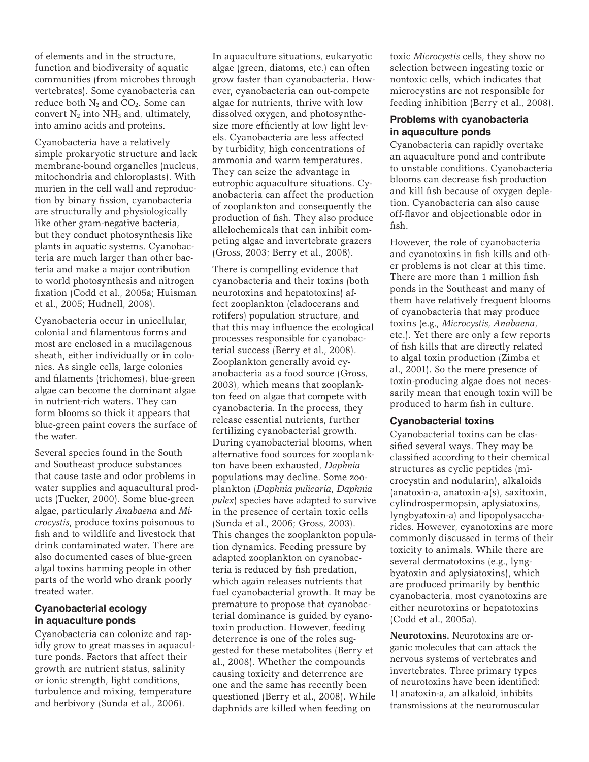of elements and in the structure, function and biodiversity of aquatic communities (from microbes through vertebrates). Some cyanobacteria can reduce both $N_2$ and $CO_2$. Some can convert $N_2$ into $NH_3$ and, ultimately, into amino acids and proteins.

Cyanobacteria have a relatively simple prokaryotic structure and lack membrane-bound organelles (nucleus, mitochondria and chloroplasts). With murien in the cell wall and reproduction by binary fission, cyanobacteria are structurally and physiologically like other gram-negative bacteria, but they conduct photosynthesis like plants in aquatic systems. Cyanobacteria are much larger than other bacteria and make a major contribution to world photosynthesis and nitrogen fixation (Codd et al., 2005a; Huisman et al., 2005; Hudnell, 2008).

Cyanobacteria occur in unicellular, colonial and filamentous forms and most are enclosed in a mucilagenous sheath, either individually or in colonies. As single cells, large colonies and filaments (trichomes), blue-green algae can become the dominant algae in nutrient-rich waters. They can form blooms so thick it appears that blue-green paint covers the surface of the water.

Several species found in the South and Southeast produce substances that cause taste and odor problems in water supplies and aquacultural products (Tucker, 2000). Some blue-green algae, particularly *Anabaena* and *Microcystis*, produce toxins poisonous to fish and to wildlife and livestock that drink contaminated water. There are also documented cases of blue-green algal toxins harming people in other parts of the world who drank poorly treated water.

## Cyanobacterial ecology in aquaculture ponds

Cyanobacteria can colonize and rapidly grow to great masses in aquaculture ponds. Factors that affect their growth are nutrient status, salinity or ionic strength, light conditions, turbulence and mixing, temperature and herbivory (Sunda et al., 2006).

In aquaculture situations, eukaryotic algae (green, diatoms, etc.) can often grow faster than cyanobacteria. However, cyanobacteria can out-compete algae for nutrients, thrive with low dissolved oxygen, and photosynthesize more efficiently at low light levels. Cyanobacteria are less affected by turbidity, high concentrations of ammonia and warm temperatures. They can seize the advantage in eutrophic aquaculture situations. Cyanobacteria can affect the production of zooplankton and consequently the production of fish. They also produce allelochemicals that can inhibit competing algae and invertebrate grazers (Gross, 2003; Berry et al., 2008).

There is compelling evidence that cyanobacteria and their toxins (both neurotoxins and hepatotoxins) affect zooplankton (cladocerans and rotifers) population structure, and that this may influence the ecological processes responsible for cyanobacterial success (Berry et al., 2008). Zooplankton generally avoid cyanobacteria as a food source (Gross, 2003), which means that zooplankton feed on algae that compete with cyanobacteria. In the process, they release essential nutrients, further fertilizing cyanobacterial growth. During cyanobacterial blooms, when alternative food sources for zooplankton have been exhausted, *Daphnia* populations may decline. Some zooplankton (*Daphnia pulicaria*, *Daphnia pulex*) species have adapted to survive in the presence of certain toxic cells (Sunda et al., 2006; Gross, 2003). This changes the zooplankton population dynamics. Feeding pressure by adapted zooplankton on cyanobacteria is reduced by fish predation, which again releases nutrients that fuel cyanobacterial growth. It may be premature to propose that cyanobacterial dominance is guided by cyanotoxin production. However, feeding deterrence is one of the roles suggested for these metabolites (Berry et al., 2008). Whether the compounds causing toxicity and deterrence are one and the same has recently been questioned (Berry et al., 2008). While daphnids are killed when feeding on toxic *Microcystis* cells, they show no selection between ingesting toxic or nontoxic cells, which indicates that microcystins are not responsible for feeding inhibition (Berry et al., 2008).

## Problems with cyanobacteria in aquaculture ponds

Cyanobacteria can rapidly overtake an aquaculture pond and contribute to unstable conditions. Cyanobacteria blooms can decrease fish production and kill fish because of oxygen depletion. Cyanobacteria can also cause off-flavor and objectionable odor in fish.

However, the role of cyanobacteria and cyanotoxins in fish kills and other problems is not clear at this time. There are more than 1 million fish ponds in the Southeast and many of them have relatively frequent blooms of cyanobacteria that may produce toxins (e.g., *Microcystis*, *Anabaena*, etc.). Yet there are only a few reports of fish kills that are directly related to algal toxin production (Zimba et al., 2001). So the mere presence of toxin-producing algae does not necessarily mean that enough toxin will be produced to harm fish in culture.

## Cyanobacterial toxins

Cyanobacterial toxins can be classified several ways. They may be classified according to their chemical structures as cyclic peptides (microcystin and nodularin), alkaloids (anatoxin-a, anatoxin-a(s), saxitoxin, cylindrospermopsin, aplysiatoxins, lyngbyatoxin-a) and lipopolysaccharides. However, cyanotoxins are more commonly discussed in terms of their toxicity to animals. While there are several dermatotoxins (e.g., lyngbyatoxin and aplysiatoxins), which are produced primarily by benthic cyanobacteria, most cyanotoxins are either neurotoxins or hepatotoxins (Codd et al., 2005a).

**Neurotoxins.** Neurotoxins are organic molecules that can attack the nervous systems of vertebrates and invertebrates. Three primary types of neurotoxins have been identified: 1) anatoxin-a, an alkaloid, inhibits transmissions at the neuromuscular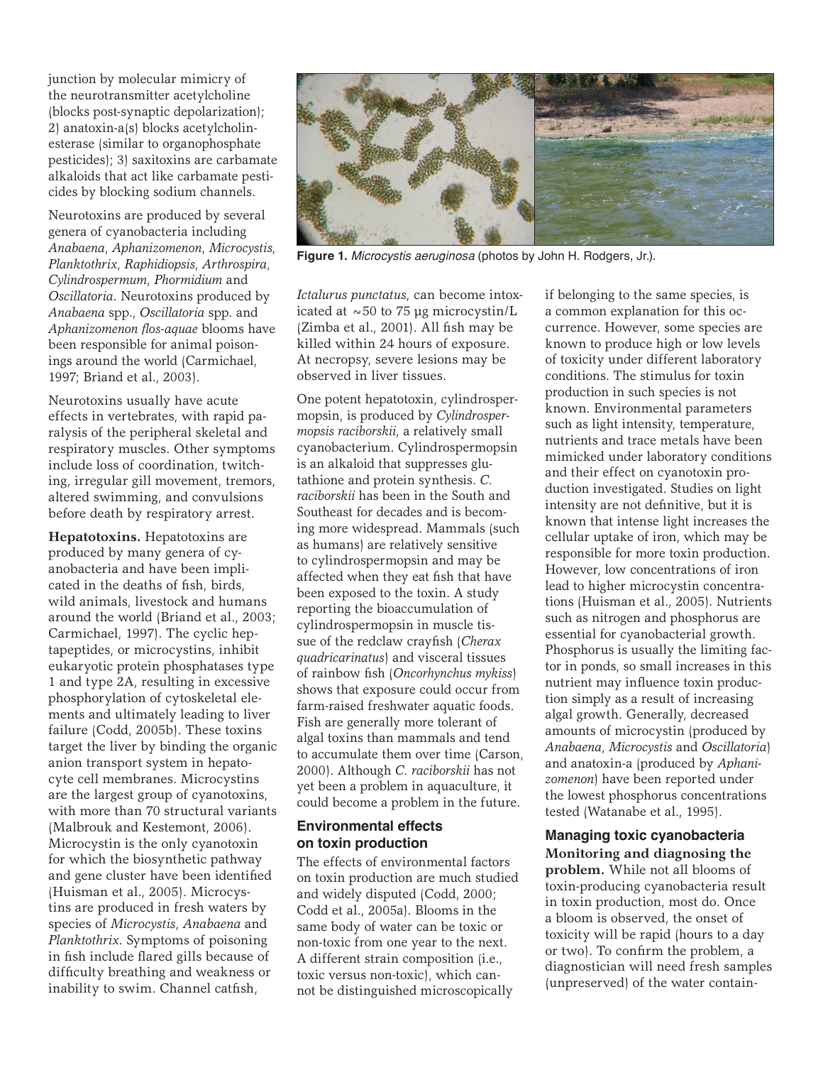junction by molecular mimicry of the neurotransmitter acetylcholine (blocks post-synaptic depolarization); 2) anatoxin-a(s) blocks acetylcholinesterase (similar to organophosphate pesticides); 3) saxitoxins are carbamate alkaloids that act like carbamate pesticides by blocking sodium channels.

Neurotoxins are produced by several genera of cyanobacteria including *Anabaena*, *Aphanizomenon*, *Microcystis*, *Planktothrix*, *Raphidiopsis*, *Arthrospira*, *Cylindrospermum*, *Phormidium* and *Oscillatoria*. Neurotoxins produced by *Anabaena* spp., *Oscillatoria* spp. and *Aphanizomenon flos-aquae* blooms have been responsible for animal poisonings around the world (Carmichael, 1997; Briand et al., 2003).

Neurotoxins usually have acute effects in vertebrates, with rapid paralysis of the peripheral skeletal and respiratory muscles. Other symptoms include loss of coordination, twitching, irregular gill movement, tremors, altered swimming, and convulsions before death by respiratory arrest.

**Hepatotoxins.** Hepatotoxins are produced by many genera of cyanobacteria and have been implicated in the deaths of fish, birds, wild animals, livestock and humans around the world (Briand et al., 2003; Carmichael, 1997). The cyclic heptapeptides, or microcystins, inhibit eukaryotic protein phosphatases type 1 and type 2A, resulting in excessive phosphorylation of cytoskeletal elements and ultimately leading to liver failure (Codd, 2005b). These toxins target the liver by binding the organic anion transport system in hepatocyte cell membranes. Microcystins are the largest group of cyanotoxins, with more than 70 structural variants (Malbrouk and Kestemont, 2006). Microcystin is the only cyanotoxin for which the biosynthetic pathway and gene cluster have been identified (Huisman et al., 2005). Microcystins are produced in fresh waters by species of *Microcystis*, *Anabaena* and *Planktothrix*. Symptoms of poisoning in fish include flared gills because of difficulty breathing and weakness or inability to swim. Channel catfish, *Ictalurus punctatus*, can become intoxicated at ~50 to 75 µg microcystin/L (Zimba et al., 2001). All fish may be killed within 24 hours of exposure. At necropsy, severe lesions may be observed in liver tissues.

**Figure 1.** *Microcystis aeruginosa* (photos by John H. Rodgers, Jr.).

One potent hepatotoxin, cylindrospermopsin, is produced by *Cylindrospermopsis raciborskii*, a relatively small cyanobacterium. Cylindrospermopsin is an alkaloid that suppresses glutathione and protein synthesis. *C. raciborskii* has been in the South and Southeast for decades and is becoming more widespread. Mammals (such as humans) are relatively sensitive to cylindrospermopsin and may be affected when they eat fish that have been exposed to the toxin. A study reporting the bioaccumulation of cylindrospermopsin in muscle tissue of the redclaw crayfish (*Cherax quadricarinatus*) and visceral tissues of rainbow fish (*Oncorhynchus mykiss*) shows that exposure could occur from farm-raised freshwater aquatic foods. Fish are generally more tolerant of algal toxins than mammals and tend to accumulate them over time (Carson, 2000). Although *C. raciborskii* has not yet been a problem in aquaculture, it could become a problem in the future.

## Environmental effects on toxin production

The effects of environmental factors on toxin production are much studied and widely disputed (Codd, 2000; Codd et al., 2005a). Blooms in the same body of water can be toxic or non-toxic from one year to the next. A different strain composition (i.e., toxic versus non-toxic), which cannot be distinguished microscopically if belonging to the same species, is a common explanation for this occurrence. However, some species are known to produce high or low levels of toxicity under different laboratory conditions. The stimulus for toxin production in such species is not known. Environmental parameters such as light intensity, temperature, nutrients and trace metals have been mimicked under laboratory conditions and their effect on cyanotoxin production investigated. Studies on light intensity are not definitive, but it is known that intense light increases the cellular uptake of iron, which may be responsible for more toxin production. However, low concentrations of iron lead to higher microcystin concentrations (Huisman et al., 2005). Nutrients such as nitrogen and phosphorus are essential for cyanobacterial growth. Phosphorus is usually the limiting factor in ponds, so small increases in this nutrient may influence toxin production simply as a result of increasing algal growth. Generally, decreased amounts of microcystin (produced by *Anabaena*, *Microcystis* and *Oscillatoria*) and anatoxin-a (produced by *Aphanizomenon*) have been reported under the lowest phosphorus concentrations tested (Watanabe et al., 1995).

## Managing toxic cyanobacteria

**Monitoring and diagnosing the problem.** While not all blooms of toxin-producing cyanobacteria result in toxin production, most do. Once a bloom is observed, the onset of toxicity will be rapid (hours to a day or two). To confirm the problem, a diagnostician will need fresh samples (unpreserved) of the water contain-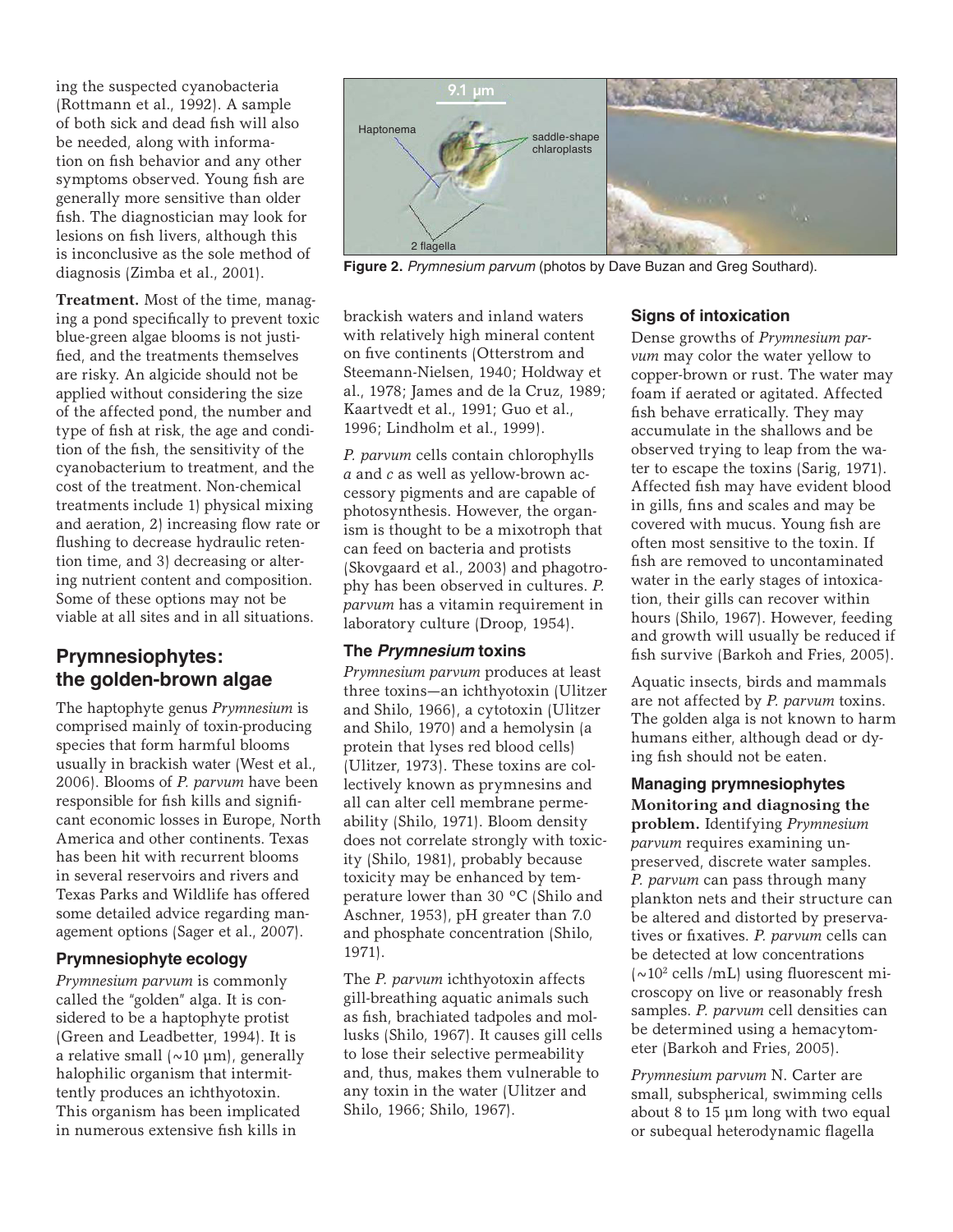ing the suspected cyanobacteria (Rottmann et al., 1992). A sample of both sick and dead fish will also be needed, along with information on fish behavior and any other symptoms observed. Young fish are generally more sensitive than older fish. The diagnostician may look for lesions on fish livers, although this is inconclusive as the sole method of diagnosis (Zimba et al., 2001).

**Treatment.** Most of the time, managing a pond specifically to prevent toxic blue-green algae blooms is not justified, and the treatments themselves are risky. An algicide should not be applied without considering the size of the affected pond, the number and type of fish at risk, the age and condition of the fish, the sensitivity of the cyanobacterium to treatment, and the cost of the treatment. Non-chemical treatments include 1) physical mixing and aeration, 2) increasing flow rate or flushing to decrease hydraulic retention time, and 3) decreasing or altering nutrient content and composition. Some of these options may not be viable at all sites and in all situations.

## Prymnesiophytes: the golden-brown algae

The haptophyte genus *Prymnesium* is comprised mainly of toxin-producing species that form harmful blooms usually in brackish water (West et al., 2006). Blooms of *P. parvum* have been responsible for fish kills and significant economic losses in Europe, North America and other continents. Texas has been hit with recurrent blooms in several reservoirs and rivers and Texas Parks and Wildlife has offered some detailed advice regarding management options (Sager et al., 2007).

### Prymnesiophyte ecology

*Prymnesium parvum* is commonly called the "golden" alga. It is considered to be a haptophyte protist (Green and Leadbetter, 1994). It is a relative small (~10 µm), generally halophilic organism that intermittently produces an ichthyotoxin. This organism has been implicated in numerous extensive fish kills in brackish waters and inland waters with relatively high mineral content on five continents (Otterstrom and Steemann-Nielsen, 1940; Holdway et al., 1978; James and de la Cruz, 1989; Kaartvedt et al., 1991; Guo et al., 1996; Lindholm et al., 1999).

*P. parvum* cells contain chlorophylls *a* and *c* as well as yellow-brown accessory pigments and are capable of photosynthesis. However, the organism is thought to be a mixotroph that can feed on bacteria and protists (Skovgaard et al., 2003) and phagotrophy has been observed in cultures. *P. parvum* has a vitamin requirement in laboratory culture (Droop, 1954).

Figure 2. *Prymnesium parvum* (photos by Dave Buzan and Greg Southard).

### The *Prymnesium* toxins

*Prymnesium parvum* produces at least three toxins—an ichthyotoxin (Ulitzer and Shilo, 1966), a cytotoxin (Ulitzer and Shilo, 1970) and a hemolysin (a protein that lyses red blood cells) (Ulitzer, 1973). These toxins are collectively known as prymnesins and all can alter cell membrane permeability (Shilo, 1971). Bloom density does not correlate strongly with toxicity (Shilo, 1981), probably because toxicity may be enhanced by temperature lower than 30 °C (Shilo and Aschner, 1953), pH greater than 7.0 and phosphate concentration (Shilo, 1971).

The *P. parvum* ichthyotoxin affects gill-breathing aquatic animals such as fish, brachiated tadpoles and mollusks (Shilo, 1967). It causes gill cells to lose their selective permeability and, thus, makes them vulnerable to any toxin in the water (Ulitzer and Shilo, 1966; Shilo, 1967).

### Signs of intoxication

Dense growths of *Prymnesium parvum* may color the water yellow to copper-brown or rust. The water may foam if aerated or agitated. Affected fish behave erratically. They may accumulate in the shallows and be observed trying to leap from the water to escape the toxins (Sarig, 1971). Affected fish may have evident blood in gills, fins and scales and may be covered with mucus. Young fish are often most sensitive to the toxin. If fish are removed to uncontaminated water in the early stages of intoxication, their gills can recover within hours (Shilo, 1967). However, feeding and growth will usually be reduced if fish survive (Barkoh and Fries, 2005).

Aquatic insects, birds and mammals are not affected by *P. parvum* toxins. The golden alga is not known to harm humans either, although dead or dying fish should not be eaten.

### Managing prymnesiophytes

**Monitoring and diagnosing the problem.** Identifying *Prymnesium parvum* requires examining unpreserved, discrete water samples. *P. parvum* can pass through many plankton nets and their structure can be altered and distorted by preservatives or fixatives. *P. parvum* cells can be detected at low concentrations (~$10^2$ cells /mL) using fluorescent microscopy on live or reasonably fresh samples. *P. parvum* cell densities can be determined using a hemacytometer (Barkoh and Fries, 2005).

*Prymnesium parvum* N. Carter are small, subspherical, swimming cells about 8 to 15 µm long with two equal or subequal heterodynamic flagella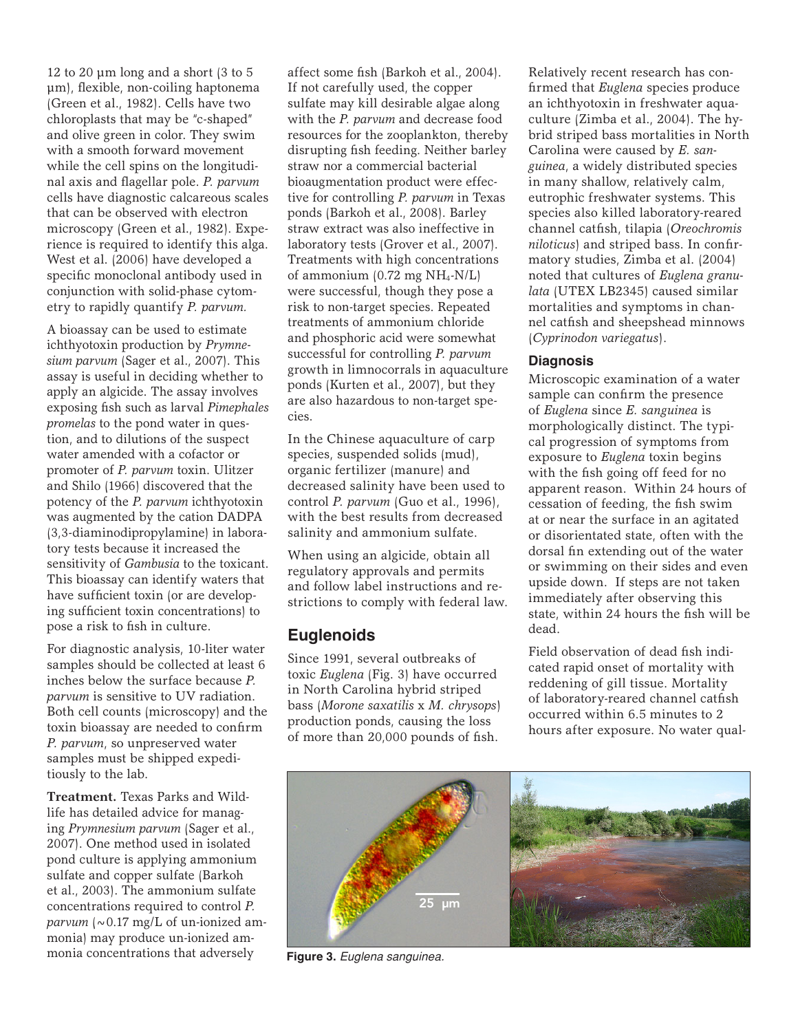12 to 20 µm long and a short (3 to 5 µm), flexible, non-coiling haptonema (Green et al., 1982). Cells have two chloroplasts that may be "c-shaped" and olive green in color. They swim with a smooth forward movement while the cell spins on the longitudinal axis and flagellar pole. *P. parvum* cells have diagnostic calcareous scales that can be observed with electron microscopy (Green et al., 1982). Experience is required to identify this alga. West et al. (2006) have developed a specific monoclonal antibody used in conjunction with solid-phase cytometry to rapidly quantify *P. parvum.*

A bioassay can be used to estimate ichthyotoxin production by *Prymnesium parvum* (Sager et al., 2007). This assay is useful in deciding whether to apply an algicide. The assay involves exposing fish such as larval *Pimephales promelas* to the pond water in question, and to dilutions of the suspect water amended with a cofactor or promoter of *P. parvum* toxin. Ulitzer and Shilo (1966) discovered that the potency of the *P. parvum* ichthyotoxin was augmented by the cation DADPA (3,3-diaminodipropylamine) in laboratory tests because it increased the sensitivity of *Gambusia* to the toxicant. This bioassay can identify waters that have sufficient toxin (or are developing sufficient toxin concentrations) to pose a risk to fish in culture.

For diagnostic analysis, 10-liter water samples should be collected at least 6 inches below the surface because *P. parvum* is sensitive to UV radiation. Both cell counts (microscopy) and the toxin bioassay are needed to confirm *P. parvum*, so unpreserved water samples must be shipped expeditiously to the lab.

**Treatment.** Texas Parks and Wildlife has detailed advice for managing *Prymnesium parvum* (Sager et al., 2007). One method used in isolated pond culture is applying ammonium sulfate and copper sulfate (Barkoh et al., 2003). The ammonium sulfate concentrations required to control *P. parvum* (~0.17 mg/L of un-ionized ammonia) may produce un-ionized ammonia concentrations that adversely affect some fish (Barkoh et al., 2004). If not carefully used, the copper sulfate may kill desirable algae along with the *P. parvum* and decrease food resources for the zooplankton, thereby disrupting fish feeding. Neither barley straw nor a commercial bacterial bioaugmentation product were effective for controlling *P. parvum* in Texas ponds (Barkoh et al., 2008). Barley straw extract was also ineffective in laboratory tests (Grover et al., 2007). Treatments with high concentrations of ammonium (0.72 mg $NH_4$-N/L) were successful, though they pose a risk to non-target species. Repeated treatments of ammonium chloride and phosphoric acid were somewhat successful for controlling *P. parvum* growth in limnocorrals in aquaculture ponds (Kurten et al., 2007), but they are also hazardous to non-target species.

In the Chinese aquaculture of carp species, suspended solids (mud), organic fertilizer (manure) and decreased salinity have been used to control *P. parvum* (Guo et al., 1996), with the best results from decreased salinity and ammonium sulfate.

When using an algicide, obtain all regulatory approvals and permits and follow label instructions and restrictions to comply with federal law.

## Euglenoids

Since 1991, several outbreaks of toxic *Euglena* (Fig. 3) have occurred in North Carolina hybrid striped bass (*Morone saxatilis* x *M. chrysops*) production ponds, causing the loss of more than 20,000 pounds of fish. Relatively recent research has confirmed that *Euglena* species produce an ichthyotoxin in freshwater aquaculture (Zimba et al., 2004). The hybrid striped bass mortalities in North Carolina were caused by *E. sanguinea*, a widely distributed species in many shallow, relatively calm, eutrophic freshwater systems. This species also killed laboratory-reared channel catfish, tilapia (*Oreochromis niloticus*) and striped bass. In confirmatory studies, Zimba et al. (2004) noted that cultures of *Euglena granulata* (UTEX LB2345) caused similar mortalities and symptoms in channel catfish and sheepshead minnows (*Cyprinodon variegatus*).

### Diagnosis

Microscopic examination of a water sample can confirm the presence of *Euglena* since *E. sanguinea* is morphologically distinct. The typical progression of symptoms from exposure to *Euglena* toxin begins with the fish going off feed for no apparent reason. Within 24 hours of cessation of feeding, the fish swim at or near the surface in an agitated or disorientated state, often with the dorsal fin extending out of the water or swimming on their sides and even upside down. If steps are not taken immediately after observing this state, within 24 hours the fish will be dead.

Field observation of dead fish indicated rapid onset of mortality with reddening of gill tissue. Mortality of laboratory-reared channel catfish occurred within 6.5 minutes to 2 hours after exposure. No water qual-

**Figure 3.** *Euglena sanguinea.*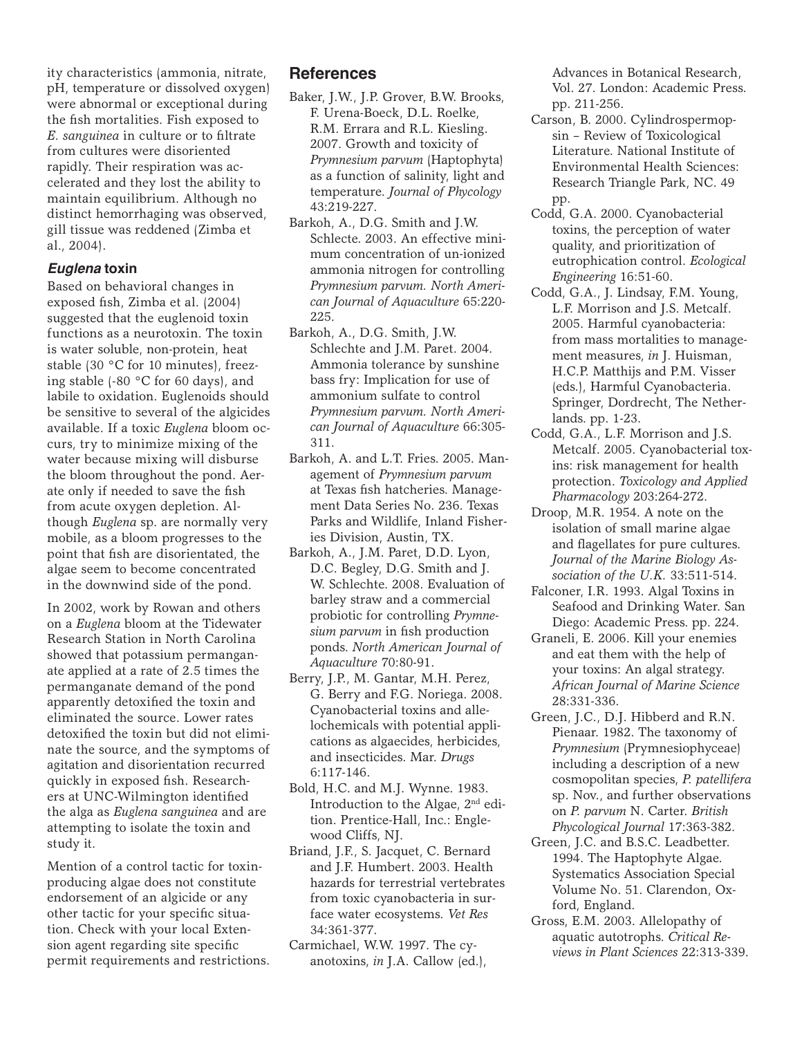ity characteristics (ammonia, nitrate, pH, temperature or dissolved oxygen) were abnormal or exceptional during the fish mortalities. Fish exposed to *E. sanguinea* in culture or to filtrate from cultures were disoriented rapidly. Their respiration was accelerated and they lost the ability to maintain equilibrium. Although no distinct hemorrhaging was observed, gill tissue was reddened (Zimba et al., 2004).

### *Euglena* toxin

Based on behavioral changes in exposed fish, Zimba et al. (2004) suggested that the euglenoid toxin functions as a neurotoxin. The toxin is water soluble, non-protein, heat stable (30 °C for 10 minutes), freezing stable (-80 °C for 60 days), and labile to oxidation. Euglenoids should be sensitive to several of the algicides available. If a toxic *Euglena* bloom occurs, try to minimize mixing of the water because mixing will disburse the bloom throughout the pond. Aerate only if needed to save the fish from acute oxygen depletion. Although *Euglena* sp. are normally very mobile, as a bloom progresses to the point that fish are disorientated, the algae seem to become concentrated in the downwind side of the pond.

In 2002, work by Rowan and others on a *Euglena* bloom at the Tidewater Research Station in North Carolina showed that potassium permanganate applied at a rate of 2.5 times the permanganate demand of the pond apparently detoxified the toxin and eliminated the source. Lower rates detoxified the toxin but did not eliminate the source, and the symptoms of agitation and disorientation recurred quickly in exposed fish. Researchers at UNC-Wilmington identified the alga as *Euglena sanguinea* and are attempting to isolate the toxin and study it.

Mention of a control tactic for toxin-producing algae does not constitute endorsement of an algicide or any other tactic for your specific situation. Check with your local Extension agent regarding site specific permit requirements and restrictions.

## References

Baker, J.W., J.P. Grover, B.W. Brooks, F. Urena-Boeck, D.L. Roelke, R.M. Errara and R.L. Kiesling. 2007. Growth and toxicity of *Prymnesium parvum* (Haptophyta) as a function of salinity, light and temperature. *Journal of Phycology* 43:219-227.

Barkoh, A., D.G. Smith and J.W. Schlecte. 2003. An effective minimum concentration of un-ionized ammonia nitrogen for controlling *Prymnesium parvum. North American Journal of Aquaculture* 65:220-225.

Barkoh, A., D.G. Smith, J.W. Schlechte and J.M. Paret. 2004. Ammonia tolerance by sunshine bass fry: Implication for use of ammonium sulfate to control *Prymnesium parvum. North American Journal of Aquaculture* 66:305-311.

Barkoh, A. and L.T. Fries. 2005. Management of *Prymnesium parvum* at Texas fish hatcheries. Management Data Series No. 236. Texas Parks and Wildlife, Inland Fisheries Division, Austin, TX.

Barkoh, A., J.M. Paret, D.D. Lyon, D.C. Begley, D.G. Smith and J. W. Schlechte. 2008. Evaluation of barley straw and a commercial probiotic for controlling *Prymnesium parvum* in fish production ponds. *North American Journal of Aquaculture* 70:80-91.

Berry, J.P., M. Gantar, M.H. Perez, G. Berry and F.G. Noriega. 2008. Cyanobacterial toxins and allelochemicals with potential applications as algaecides, herbicides, and insecticides. Mar. *Drugs* 6:117-146.

Bold, H.C. and M.J. Wynne. 1983. Introduction to the Algae, 2nd edition. Prentice-Hall, Inc.: Englewood Cliffs, NJ.

Briand, J.F., S. Jacquet, C. Bernard and J.F. Humbert. 2003. Health hazards for terrestrial vertebrates from toxic cyanobacteria in surface water ecosystems. *Vet Res* 34:361-377.

Carmichael, W.W. 1997. The cyanotoxins, *in* J.A. Callow (ed.), Advances in Botanical Research, Vol. 27. London: Academic Press. pp. 211-256.

Carson, B. 2000. Cylindrospermopsin – Review of Toxicological Literature. National Institute of Environmental Health Sciences: Research Triangle Park, NC. 49 pp.

Codd, G.A. 2000. Cyanobacterial toxins, the perception of water quality, and prioritization of eutrophication control. *Ecological Engineering* 16:51-60.

Codd, G.A., J. Lindsay, F.M. Young, L.F. Morrison and J.S. Metcalf. 2005. Harmful cyanobacteria: from mass mortalities to management measures, *in* J. Huisman, H.C.P. Matthijs and P.M. Visser (eds.), Harmful Cyanobacteria. Springer, Dordrecht, The Netherlands. pp. 1-23.

Codd, G.A., L.F. Morrison and J.S. Metcalf. 2005. Cyanobacterial toxins: risk management for health protection. *Toxicology and Applied Pharmacology* 203:264-272.

Droop, M.R. 1954. A note on the isolation of small marine algae and flagellates for pure cultures. *Journal of the Marine Biology Association of the U.K.* 33:511-514.

Falconer, I.R. 1993. Algal Toxins in Seafood and Drinking Water. San Diego: Academic Press. pp. 224.

Graneli, E. 2006. Kill your enemies and eat them with the help of your toxins: An algal strategy. *African Journal of Marine Science* 28:331-336.

Green, J.C., D.J. Hibberd and R.N. Pienaar. 1982. The taxonomy of *Prymnesium* (Prymnesiophyceae) including a description of a new cosmopolitan species, *P. patellifera* sp. Nov., and further observations on *P. parvum* N. Carter. *British Phycological Journal* 17:363-382.

Green, J.C. and B.S.C. Leadbetter. 1994. The Haptophyte Algae. Systematics Association Special Volume No. 51. Clarendon, Oxford, England.

Gross, E.M. 2003. Allelopathy of aquatic autotrophs. *Critical Reviews in Plant Sciences* 22:313-339.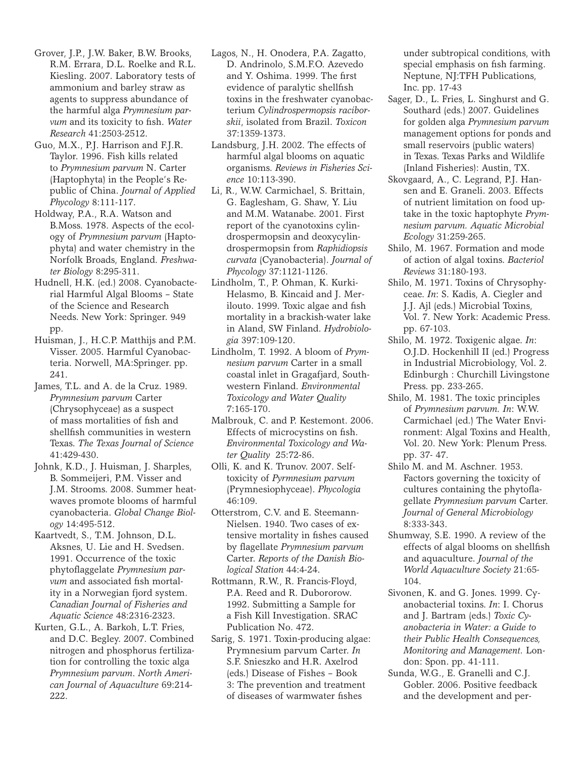Grover, J.P., J.W. Baker, B.W. Brooks, R.M. Errara, D.L. Roelke and R.L. Kiesling. 2007. Laboratory tests of ammonium and barley straw as agents to suppress abundance of the harmful alga *Prymnesium parvum* and its toxicity to fish. *Water Research* 41:2503-2512.

Guo, M.X., P.J. Harrison and F.J.R. Taylor. 1996. Fish kills related to *Prymnesium parvum* N. Carter (Haptophyta) in the People's Republic of China. *Journal of Applied Phycology* 8:111-117.

Holdway, P.A., R.A. Watson and B.Moss. 1978. Aspects of the ecology of *Prymnesium parvum* (Haptophyta) and water chemistry in the Norfolk Broads, England. *Freshwater Biology* 8:295-311.

Hudnell, H.K. (ed.) 2008. Cyanobacterial Harmful Algal Blooms – State of the Science and Research Needs. New York: Springer. 949 pp.

Huisman, J., H.C.P. Matthijs and P.M. Visser. 2005. Harmful Cyanobacteria. Norwell, MA:Springer. pp. 241.

James, T.L. and A. de la Cruz. 1989. *Prymnesium parvum* Carter (Chrysophyceae) as a suspect of mass mortalities of fish and shellfish communities in western Texas. *The Texas Journal of Science* 41:429-430.

Johnk, K.D., J. Huisman, J. Sharples, B. Sommeijeri, P.M. Visser and J.M. Strooms. 2008. Summer heatwaves promote blooms of harmful cyanobacteria. *Global Change Biology* 14:495-512.

Kaartvedt, S., T.M. Johnson, D.L. Aksnes, U. Lie and H. Svedsen. 1991. Occurrence of the toxic phytoflaggelate *Prymnesium parvum* and associated fish mortality in a Norwegian fjord system. *Canadian Journal of Fisheries and Aquatic Science* 48:2316-2323.

Kurten, G.L., A. Barkoh, L.T. Fries, and D.C. Begley. 2007. Combined nitrogen and phosphorus fertilization for controlling the toxic alga *Prymnesium parvum*. *North American Journal of Aquaculture* 69:214-222.

Lagos, N., H. Onodera, P.A. Zagatto, D. Andrinolo, S.M.F.O. Azevedo and Y. Oshima. 1999. The first evidence of paralytic shellfish toxins in the freshwater cyanobacterium *Cylindrospermopsis raciborskii*, isolated from Brazil. *Toxicon* 37:1359-1373.

Landsburg, J.H. 2002. The effects of harmful algal blooms on aquatic organisms. *Reviews in Fisheries Science* 10:113-390.

Li, R., W.W. Carmichael, S. Brittain, G. Eaglesham, G. Shaw, Y. Liu and M.M. Watanabe. 2001. First report of the cyanotoxins cylindrospermopsin and deoxycylindrospermopsin from *Raphidiopsis curvata* (Cyanobacteria). *Journal of Phycology* 37:1121-1126.

Lindholm, T., P. Ohman, K. Kurki-Helasmo, B. Kincaid and J. Merilouto. 1999. Toxic algae and fish mortality in a brackish-water lake in Aland, SW Finland. *Hydrobiologia* 397:109-120.

Lindholm, T. 1992. A bloom of *Prymnesium parvum* Carter in a small coastal inlet in Gragafjard, Southwestern Finland. *Environmental Toxicology and Water Quality* 7:165-170.

Malbrouk, C. and P. Kestemont. 2006. Effects of microcystins on fish. *Environmental Toxicology and Water Quality* 25:72-86.

Olli, K. and K. Trunov. 2007. Self-toxicity of *Pyrmnesium parvum* (Prymnesiophyceae). *Phycologia* 46:109.

Otterstrom, C.V. and E. Steemann-Nielsen. 1940. Two cases of extensive mortality in fishes caused by flagellate *Prymnesium parvum* Carter. *Reports of the Danish Biological Station* 44:4-24.

Rottmann, R.W., R. Francis-Floyd, P.A. Reed and R. Dubororow. 1992. Submitting a Sample for a Fish Kill Investigation. SRAC Publication No. 472.

Sarig, S. 1971. Toxin-producing algae: Prymnesium parvum Carter. *In* S.F. Snieszko and H.R. Axelrod (eds.) Disease of Fishes – Book 3: The prevention and treatment of diseases of warmwater fishes under subtropical conditions, with special emphasis on fish farming. Neptune, NJ:TFH Publications, Inc. pp. 17-43

Sager, D., L. Fries, L. Singhurst and G. Southard (eds.) 2007. Guidelines for golden alga *Prymnesium parvum* management options for ponds and small reservoirs (public waters) in Texas. Texas Parks and Wildlife (Inland Fisheries): Austin, TX.

Skovgaard, A., C. Legrand, P.J. Hansen and E. Graneli. 2003. Effects of nutrient limitation on food uptake in the toxic haptophyte *Prymnesium parvum. Aquatic Microbial Ecology* 31:259-265.

Shilo, M. 1967. Formation and mode of action of algal toxins. *Bacteriol Reviews* 31:180-193.

Shilo, M. 1971. Toxins of Chrysophyceae. *In*: S. Kadis, A. Ciegler and J.J. Ajl (eds.) Microbial Toxins, Vol. 7. New York: Academic Press. pp. 67-103.

Shilo, M. 1972. Toxigenic algae. *In*: O.J.D. Hockenhill II (ed.) Progress in Industrial Microbiology, Vol. 2. Edinburgh : Churchill Livingstone Press. pp. 233-265.

Shilo, M. 1981. The toxic principles of *Prymnesium parvum. In*: W.W. Carmichael (ed.) The Water Environment: Algal Toxins and Health, Vol. 20. New York: Plenum Press. pp. 37- 47.

Shilo M. and M. Aschner. 1953. Factors governing the toxicity of cultures containing the phytoflagellate *Prymnesium parvum* Carter. *Journal of General Microbiology* 8:333-343.

Shumway, S.E. 1990. A review of the effects of algal blooms on shellfish and aquaculture. *Journal of the World Aquaculture Society* 21:65-104.

Sivonen, K. and G. Jones. 1999. Cyanobacterial toxins. *In*: I. Chorus and J. Bartram (eds.) *Toxic Cyanobacteria in Water: a Guide to their Public Health Consequences, Monitoring and Management.* London: Spon. pp. 41-111.

Sunda, W.G., E. Granelli and C.J. Gobler. 2006. Positive feedback and the development and per-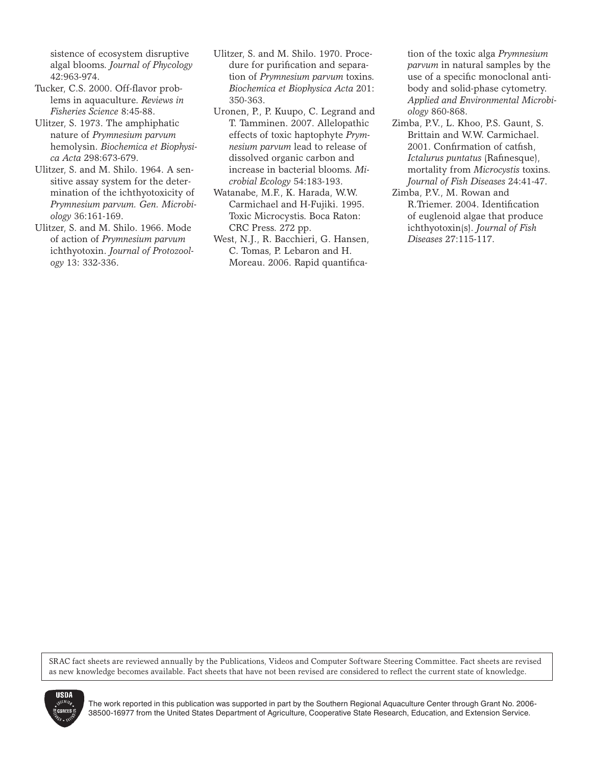sistence of ecosystem disruptive algal blooms. *Journal of Phycology* 42:963-974.

Tucker, C.S. 2000. Off-flavor problems in aquaculture. *Reviews in Fisheries Science* 8:45-88.

Ulitzer, S. 1973. The amphiphatic nature of *Prymnesium parvum* hemolysin. *Biochemica et Biophysica Acta* 298:673-679.

Ulitzer, S. and M. Shilo. 1964. A sensitive assay system for the determination of the ichthyotoxicity of *Prymnesium parvum. Gen. Microbiology* 36:161-169.

Ulitzer, S. and M. Shilo. 1966. Mode of action of *Prymnesium parvum* ichthyotoxin. *Journal of Protozoology* 13: 332-336.

Ulitzer, S. and M. Shilo. 1970. Procedure for purification and separation of *Prymnesium parvum* toxins. *Biochemica et Biophysica Acta* 201: 350-363.

Uronen, P., P. Kuupo, C. Legrand and T. Tamminen. 2007. Allelopathic effects of toxic haptophyte *Prymnesium parvum* lead to release of dissolved organic carbon and increase in bacterial blooms. *Microbial Ecology* 54:183-193.

Watanabe, M.F., K. Harada, W.W. Carmichael and H-Fujiki. 1995. Toxic Microcystis. Boca Raton: CRC Press. 272 pp.

West, N.J., R. Bacchieri, G. Hansen, C. Tomas, P. Lebaron and H. Moreau. 2006. Rapid quantification of the toxic alga *Prymnesium parvum* in natural samples by the use of a specific monoclonal antibody and solid-phase cytometry. *Applied and Environmental Microbiology* 860-868.

Zimba, P.V., L. Khoo, P.S. Gaunt, S. Brittain and W.W. Carmichael. 2001. Confirmation of catfish, *Ictalurus puntatus* (Rafinesque), mortality from *Microcystis* toxins. *Journal of Fish Diseases* 24:41-47.

Zimba, P.V., M. Rowan and R.Triemer. 2004. Identification of euglenoid algae that produce ichthyotoxin(s). *Journal of Fish Diseases* 27:115-117.

SRAC fact sheets are reviewed annually by the Publications, Videos and Computer Software Steering Committee. Fact sheets are revised as new knowledge becomes available. Fact sheets that have not been revised are considered to reflect the current state of knowledge.

The work reported in this publication was supported in part by the Southern Regional Aquaculture Center through Grant No. 2006-38500-16977 from the United States Department of Agriculture, Cooperative State Research, Education, and Extension Service.